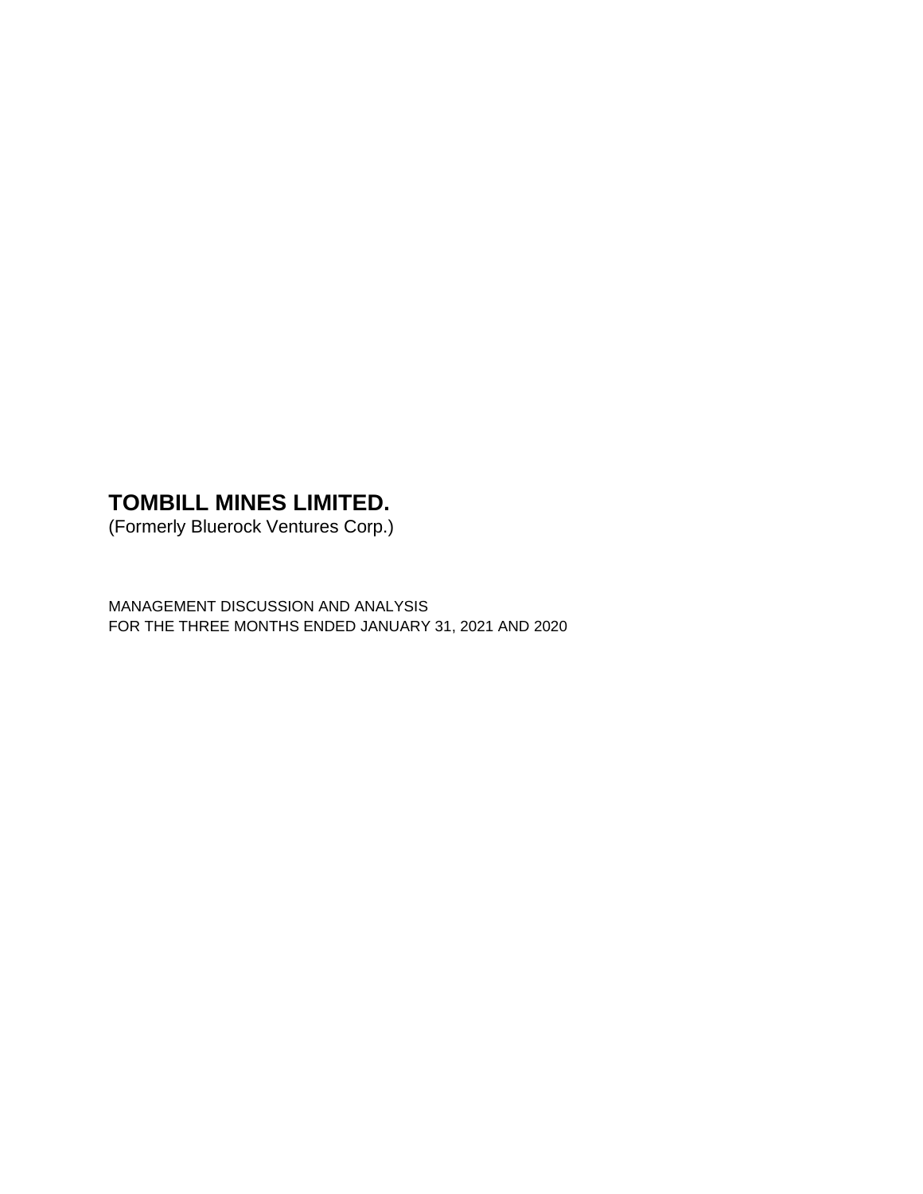# TOMBILL MINES LIMITED.

(Formerly Bluerock Ventures Corp.)

MANAGEMENT DISCUSSION AND ANALYSIS
FOR THE THREE MONTHS ENDED JANUARY 31, 2021 AND 2020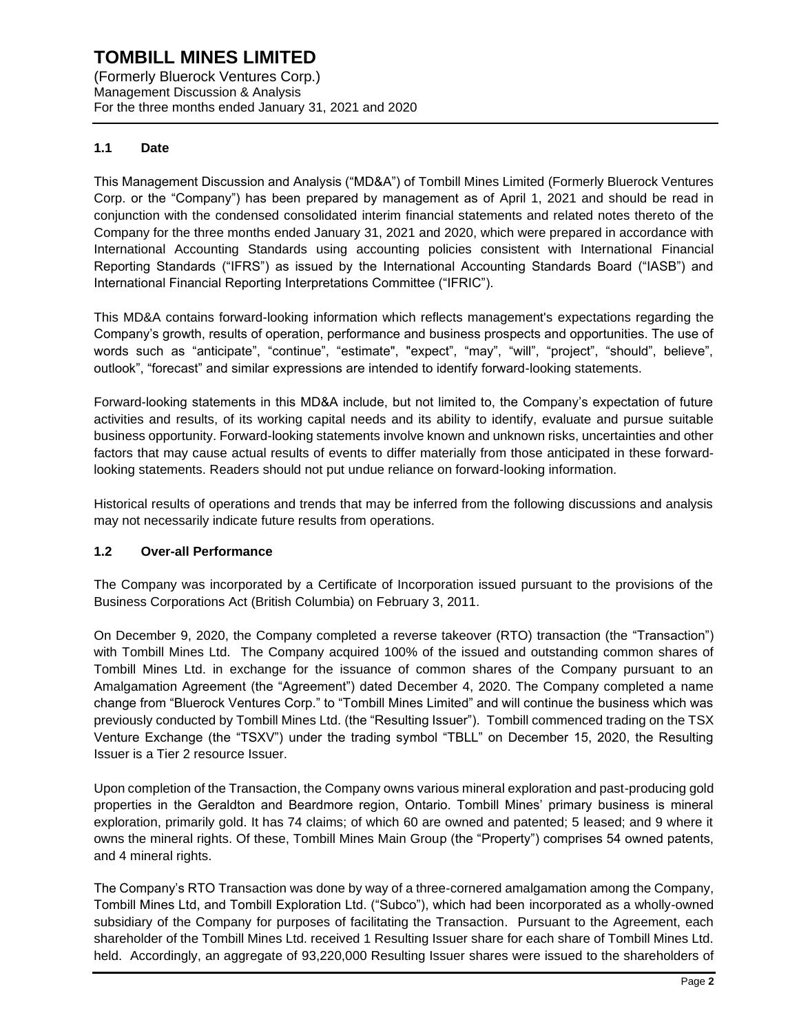# TOMBILL MINES LIMITED

(Formerly Bluerock Ventures Corp.)
Management Discussion & Analysis
For the three months ended January 31, 2021 and 2020

## 1.1 Date

This Management Discussion and Analysis ("MD&A") of Tombill Mines Limited (Formerly Bluerock Ventures Corp. or the "Company") has been prepared by management as of April 1, 2021 and should be read in conjunction with the condensed consolidated interim financial statements and related notes thereto of the Company for the three months ended January 31, 2021 and 2020, which were prepared in accordance with International Accounting Standards using accounting policies consistent with International Financial Reporting Standards ("IFRS") as issued by the International Accounting Standards Board ("IASB") and International Financial Reporting Interpretations Committee ("IFRIC").

This MD&A contains forward-looking information which reflects management's expectations regarding the Company's growth, results of operation, performance and business prospects and opportunities. The use of words such as "anticipate", "continue", "estimate", "expect", "may", "will", "project", "should", believe", outlook", "forecast" and similar expressions are intended to identify forward-looking statements.

Forward-looking statements in this MD&A include, but not limited to, the Company's expectation of future activities and results, of its working capital needs and its ability to identify, evaluate and pursue suitable business opportunity. Forward-looking statements involve known and unknown risks, uncertainties and other factors that may cause actual results of events to differ materially from those anticipated in these forward-looking statements. Readers should not put undue reliance on forward-looking information.

Historical results of operations and trends that may be inferred from the following discussions and analysis may not necessarily indicate future results from operations.

## 1.2 Over-all Performance

The Company was incorporated by a Certificate of Incorporation issued pursuant to the provisions of the Business Corporations Act (British Columbia) on February 3, 2011.

On December 9, 2020, the Company completed a reverse takeover (RTO) transaction (the "Transaction") with Tombill Mines Ltd. The Company acquired 100% of the issued and outstanding common shares of Tombill Mines Ltd. in exchange for the issuance of common shares of the Company pursuant to an Amalgamation Agreement (the "Agreement") dated December 4, 2020. The Company completed a name change from "Bluerock Ventures Corp." to "Tombill Mines Limited" and will continue the business which was previously conducted by Tombill Mines Ltd. (the "Resulting Issuer"). Tombill commenced trading on the TSX Venture Exchange (the "TSXV") under the trading symbol "TBLL" on December 15, 2020, the Resulting Issuer is a Tier 2 resource Issuer.

Upon completion of the Transaction, the Company owns various mineral exploration and past-producing gold properties in the Geraldton and Beardmore region, Ontario. Tombill Mines' primary business is mineral exploration, primarily gold. It has 74 claims; of which 60 are owned and patented; 5 leased; and 9 where it owns the mineral rights. Of these, Tombill Mines Main Group (the "Property") comprises 54 owned patents, and 4 mineral rights.

The Company's RTO Transaction was done by way of a three-cornered amalgamation among the Company, Tombill Mines Ltd, and Tombill Exploration Ltd. ("Subco"), which had been incorporated as a wholly-owned subsidiary of the Company for purposes of facilitating the Transaction. Pursuant to the Agreement, each shareholder of the Tombill Mines Ltd. received 1 Resulting Issuer share for each share of Tombill Mines Ltd. held. Accordingly, an aggregate of 93,220,000 Resulting Issuer shares were issued to the shareholders of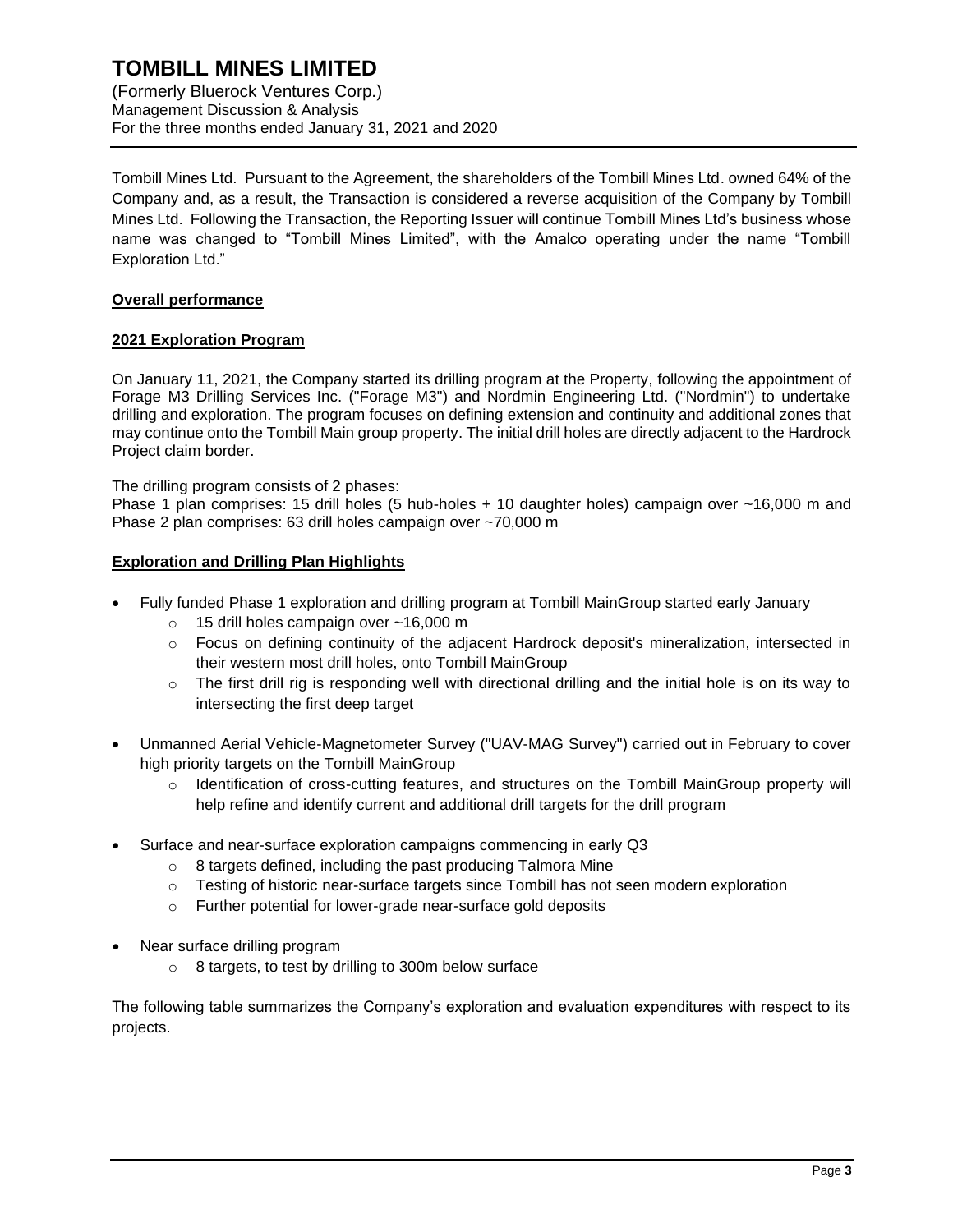Tombill Mines Ltd. Pursuant to the Agreement, the shareholders of the Tombill Mines Ltd. owned 64% of the Company and, as a result, the Transaction is considered a reverse acquisition of the Company by Tombill Mines Ltd. Following the Transaction, the Reporting Issuer will continue Tombill Mines Ltd's business whose name was changed to "Tombill Mines Limited", with the Amalco operating under the name "Tombill Exploration Ltd."

## Overall performance

## 2021 Exploration Program

On January 11, 2021, the Company started its drilling program at the Property, following the appointment of Forage M3 Drilling Services Inc. ("Forage M3") and Nordmin Engineering Ltd. ("Nordmin") to undertake drilling and exploration. The program focuses on defining extension and continuity and additional zones that may continue onto the Tombill Main group property. The initial drill holes are directly adjacent to the Hardrock Project claim border.

The drilling program consists of 2 phases:
Phase 1 plan comprises: 15 drill holes (5 hub-holes + 10 daughter holes) campaign over ~16,000 m and Phase 2 plan comprises: 63 drill holes campaign over ~70,000 m

## Exploration and Drilling Plan Highlights

- Fully funded Phase 1 exploration and drilling program at Tombill MainGroup started early January
  - 15 drill holes campaign over ~16,000 m
  - Focus on defining continuity of the adjacent Hardrock deposit's mineralization, intersected in their western most drill holes, onto Tombill MainGroup
  - The first drill rig is responding well with directional drilling and the initial hole is on its way to intersecting the first deep target
- Unmanned Aerial Vehicle-Magnetometer Survey ("UAV-MAG Survey") carried out in February to cover high priority targets on the Tombill MainGroup
  - Identification of cross-cutting features, and structures on the Tombill MainGroup property will help refine and identify current and additional drill targets for the drill program
- Surface and near-surface exploration campaigns commencing in early Q3
  - 8 targets defined, including the past producing Talmora Mine
  - Testing of historic near-surface targets since Tombill has not seen modern exploration
  - Further potential for lower-grade near-surface gold deposits
- Near surface drilling program
  - 8 targets, to test by drilling to 300m below surface

The following table summarizes the Company's exploration and evaluation expenditures with respect to its projects.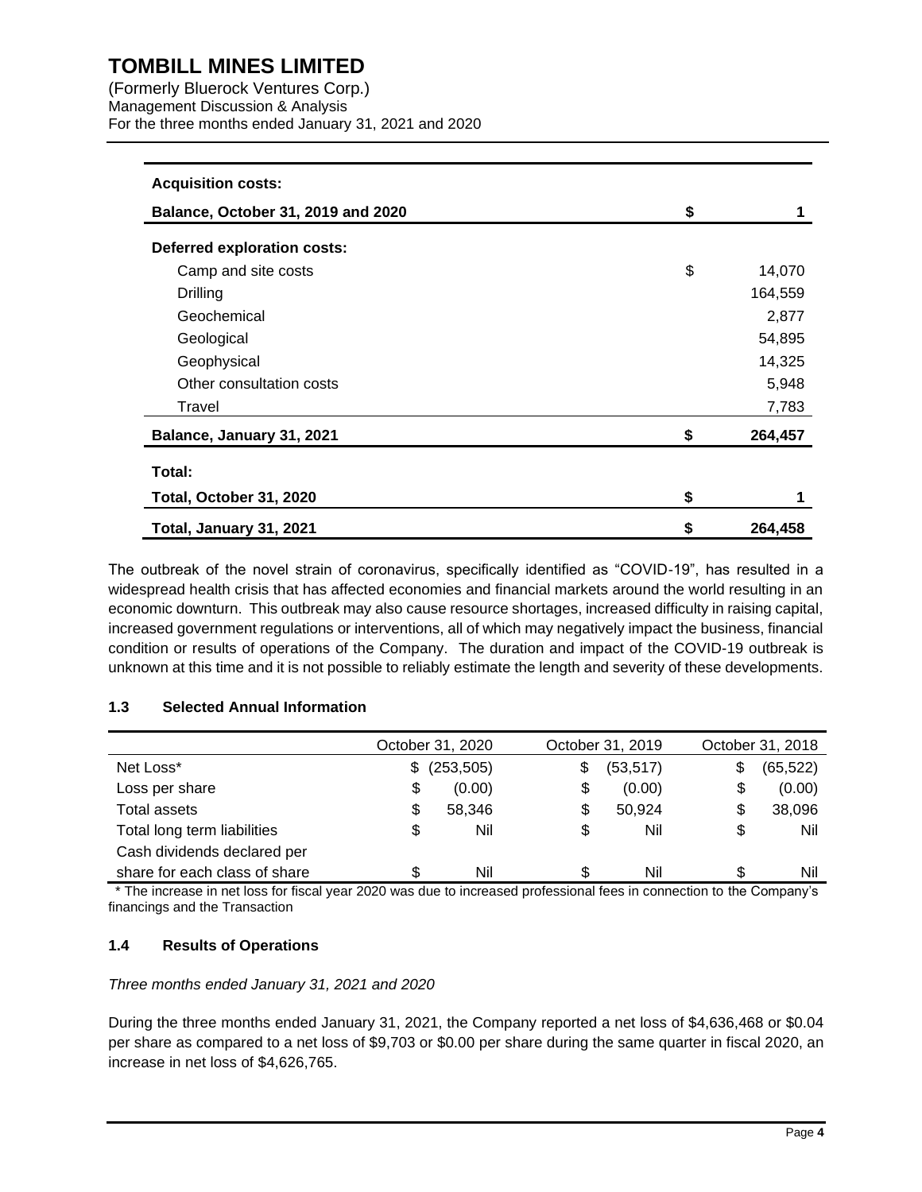| Acquisition costs: | | |
|---|---|---|
| **Balance, October 31, 2019 and 2020** | **$** | **1** |
| **Deferred exploration costs:** | | |
| Camp and site costs | $ | 14,070 |
| Drilling | | 164,559 |
| Geochemical | | 2,877 |
| Geological | | 54,895 |
| Geophysical | | 14,325 |
| Other consultation costs | | 5,948 |
| Travel | | 7,783 |
| **Balance, January 31, 2021** | **$** | **264,457** |
| **Total:** | | |
| **Total, October 31, 2020** | **$** | **1** |
| **Total, January 31, 2021** | **$** | **264,458** |

The outbreak of the novel strain of coronavirus, specifically identified as "COVID-19", has resulted in a widespread health crisis that has affected economies and financial markets around the world resulting in an economic downturn. This outbreak may also cause resource shortages, increased difficulty in raising capital, increased government regulations or interventions, all of which may negatively impact the business, financial condition or results of operations of the Company. The duration and impact of the COVID-19 outbreak is unknown at this time and it is not possible to reliably estimate the length and severity of these developments.

### 1.3 Selected Annual Information

| | October 31, 2020 | October 31, 2019 | October 31, 2018 |
|---|---|---|---|
| Net Loss* | $ (253,505) | $ (53,517) | $ (65,522) |
| Loss per share | $ (0.00) | $ (0.00) | $ (0.00) |
| Total assets | $ 58,346 | $ 50,924 | $ 38,096 |
| Total long term liabilities | $ Nil | $ Nil | $ Nil |
| Cash dividends declared per share for each class of share | $ Nil | $ Nil | $ Nil |

\* The increase in net loss for fiscal year 2020 was due to increased professional fees in connection to the Company's financings and the Transaction

### 1.4 Results of Operations

*Three months ended January 31, 2021 and 2020*

During the three months ended January 31, 2021, the Company reported a net loss of $4,636,468 or $0.04 per share as compared to a net loss of $9,703 or $0.00 per share during the same quarter in fiscal 2020, an increase in net loss of $4,626,765.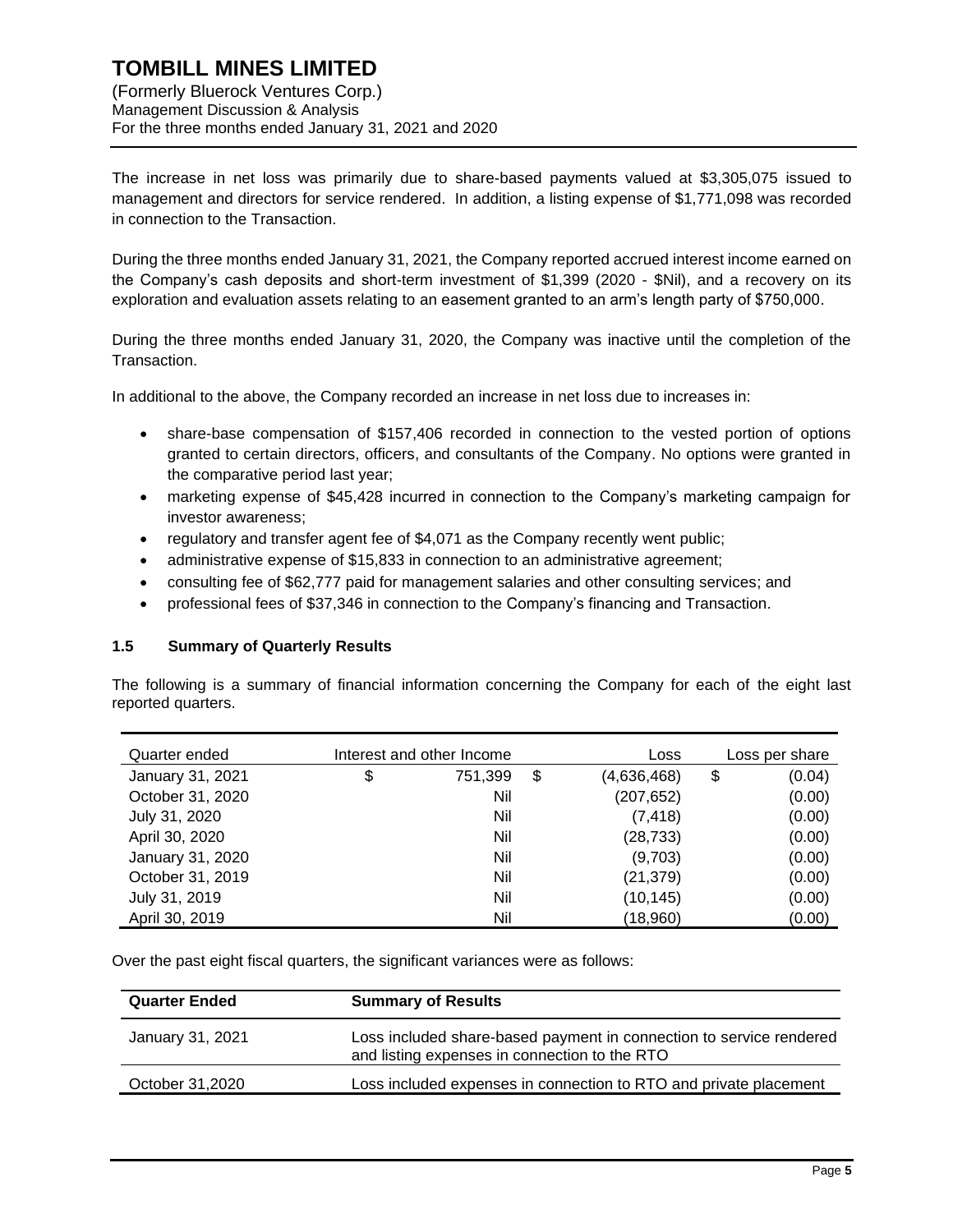The increase in net loss was primarily due to share-based payments valued at $3,305,075 issued to management and directors for service rendered. In addition, a listing expense of $1,771,098 was recorded in connection to the Transaction.

During the three months ended January 31, 2021, the Company reported accrued interest income earned on the Company's cash deposits and short-term investment of $1,399 (2020 - $Nil), and a recovery on its exploration and evaluation assets relating to an easement granted to an arm's length party of $750,000.

During the three months ended January 31, 2020, the Company was inactive until the completion of the Transaction.

In additional to the above, the Company recorded an increase in net loss due to increases in:

- share-base compensation of $157,406 recorded in connection to the vested portion of options granted to certain directors, officers, and consultants of the Company. No options were granted in the comparative period last year;
- marketing expense of $45,428 incurred in connection to the Company's marketing campaign for investor awareness;
- regulatory and transfer agent fee of $4,071 as the Company recently went public;
- administrative expense of $15,833 in connection to an administrative agreement;
- consulting fee of $62,777 paid for management salaries and other consulting services; and
- professional fees of $37,346 in connection to the Company's financing and Transaction.

### 1.5 Summary of Quarterly Results

The following is a summary of financial information concerning the Company for each of the eight last reported quarters.

| Quarter ended | Interest and other Income | Loss | Loss per share |
|---|---|---|---|
| January 31, 2021 | $ 751,399 | $ (4,636,468) | $ (0.04) |
| October 31, 2020 | Nil | (207,652) | (0.00) |
| July 31, 2020 | Nil | (7,418) | (0.00) |
| April 30, 2020 | Nil | (28,733) | (0.00) |
| January 31, 2020 | Nil | (9,703) | (0.00) |
| October 31, 2019 | Nil | (21,379) | (0.00) |
| July 31, 2019 | Nil | (10,145) | (0.00) |
| April 30, 2019 | Nil | (18,960) | (0.00) |

Over the past eight fiscal quarters, the significant variances were as follows:

| Quarter Ended | Summary of Results |
|---|---|
| January 31, 2021 | Loss included share-based payment in connection to service rendered and listing expenses in connection to the RTO |
| October 31,2020 | Loss included expenses in connection to RTO and private placement |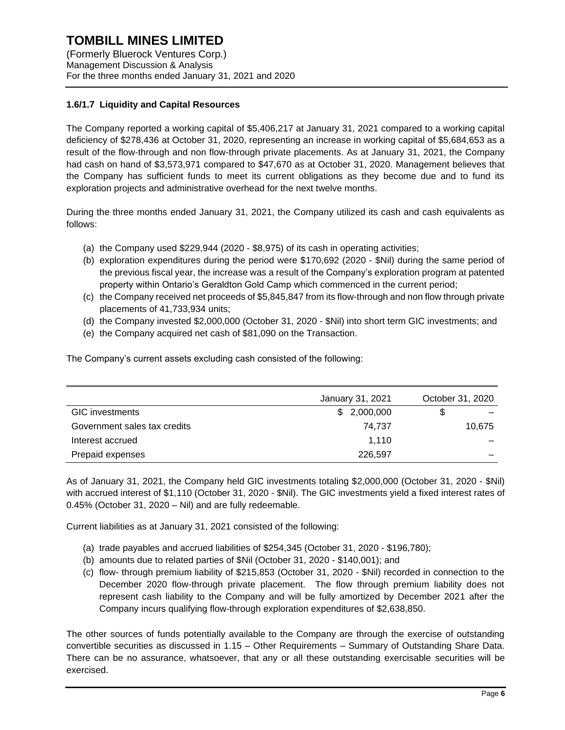### 1.6/1.7 Liquidity and Capital Resources

The Company reported a working capital of $5,406,217 at January 31, 2021 compared to a working capital deficiency of $278,436 at October 31, 2020, representing an increase in working capital of $5,684,653 as a result of the flow-through and non flow-through private placements. As at January 31, 2021, the Company had cash on hand of $3,573,971 compared to $47,670 as at October 31, 2020. Management believes that the Company has sufficient funds to meet its current obligations as they become due and to fund its exploration projects and administrative overhead for the next twelve months.

During the three months ended January 31, 2021, the Company utilized its cash and cash equivalents as follows:

(a) the Company used $229,944 (2020 - $8,975) of its cash in operating activities;
(b) exploration expenditures during the period were $170,692 (2020 - $Nil) during the same period of the previous fiscal year, the increase was a result of the Company's exploration program at patented property within Ontario's Geraldton Gold Camp which commenced in the current period;
(c) the Company received net proceeds of $5,845,847 from its flow-through and non flow through private placements of 41,733,934 units;
(d) the Company invested $2,000,000 (October 31, 2020 - $Nil) into short term GIC investments; and
(e) the Company acquired net cash of $81,090 on the Transaction.

The Company's current assets excluding cash consisted of the following:

| | January 31, 2021 | October 31, 2020 |
|---|---|---|
| GIC investments | $ 2,000,000 | $ – |
| Government sales tax credits | 74,737 | 10,675 |
| Interest accrued | 1,110 | – |
| Prepaid expenses | 226,597 | – |

As of January 31, 2021, the Company held GIC investments totaling $2,000,000 (October 31, 2020 - $Nil) with accrued interest of $1,110 (October 31, 2020 - $Nil). The GIC investments yield a fixed interest rates of 0.45% (October 31, 2020 – Nil) and are fully redeemable.

Current liabilities as at January 31, 2021 consisted of the following:

(a) trade payables and accrued liabilities of $254,345 (October 31, 2020 - $196,780);
(b) amounts due to related parties of $Nil (October 31, 2020 - $140,001); and
(c) flow- through premium liability of $215,853 (October 31, 2020 - $Nil) recorded in connection to the December 2020 flow-through private placement. The flow through premium liability does not represent cash liability to the Company and will be fully amortized by December 2021 after the Company incurs qualifying flow-through exploration expenditures of $2,638,850.

The other sources of funds potentially available to the Company are through the exercise of outstanding convertible securities as discussed in 1.15 – Other Requirements – Summary of Outstanding Share Data. There can be no assurance, whatsoever, that any or all these outstanding exercisable securities will be exercised.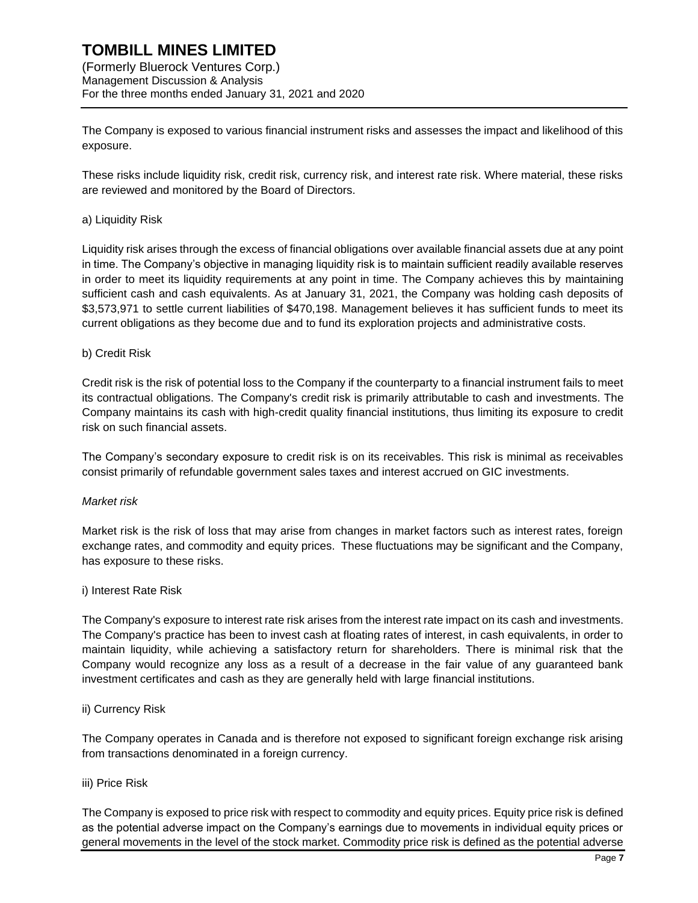The Company is exposed to various financial instrument risks and assesses the impact and likelihood of this exposure.

These risks include liquidity risk, credit risk, currency risk, and interest rate risk. Where material, these risks are reviewed and monitored by the Board of Directors.

a) Liquidity Risk

Liquidity risk arises through the excess of financial obligations over available financial assets due at any point in time. The Company's objective in managing liquidity risk is to maintain sufficient readily available reserves in order to meet its liquidity requirements at any point in time. The Company achieves this by maintaining sufficient cash and cash equivalents. As at January 31, 2021, the Company was holding cash deposits of $3,573,971 to settle current liabilities of $470,198. Management believes it has sufficient funds to meet its current obligations as they become due and to fund its exploration projects and administrative costs.

b) Credit Risk

Credit risk is the risk of potential loss to the Company if the counterparty to a financial instrument fails to meet its contractual obligations. The Company's credit risk is primarily attributable to cash and investments. The Company maintains its cash with high-credit quality financial institutions, thus limiting its exposure to credit risk on such financial assets.

The Company's secondary exposure to credit risk is on its receivables. This risk is minimal as receivables consist primarily of refundable government sales taxes and interest accrued on GIC investments.

*Market risk*

Market risk is the risk of loss that may arise from changes in market factors such as interest rates, foreign exchange rates, and commodity and equity prices. These fluctuations may be significant and the Company, has exposure to these risks.

i) Interest Rate Risk

The Company's exposure to interest rate risk arises from the interest rate impact on its cash and investments. The Company's practice has been to invest cash at floating rates of interest, in cash equivalents, in order to maintain liquidity, while achieving a satisfactory return for shareholders. There is minimal risk that the Company would recognize any loss as a result of a decrease in the fair value of any guaranteed bank investment certificates and cash as they are generally held with large financial institutions.

ii) Currency Risk

The Company operates in Canada and is therefore not exposed to significant foreign exchange risk arising from transactions denominated in a foreign currency.

iii) Price Risk

The Company is exposed to price risk with respect to commodity and equity prices. Equity price risk is defined as the potential adverse impact on the Company's earnings due to movements in individual equity prices or general movements in the level of the stock market. Commodity price risk is defined as the potential adverse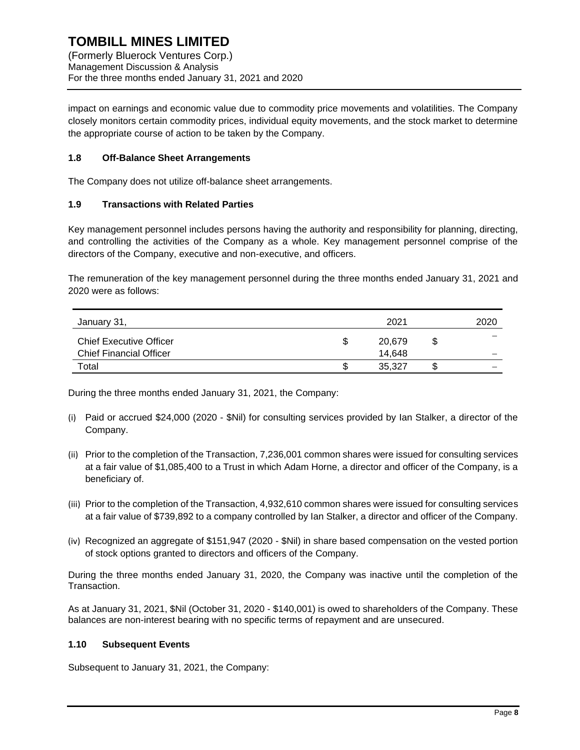impact on earnings and economic value due to commodity price movements and volatilities. The Company closely monitors certain commodity prices, individual equity movements, and the stock market to determine the appropriate course of action to be taken by the Company.

### 1.8 Off-Balance Sheet Arrangements

The Company does not utilize off-balance sheet arrangements.

### 1.9 Transactions with Related Parties

Key management personnel includes persons having the authority and responsibility for planning, directing, and controlling the activities of the Company as a whole. Key management personnel comprise of the directors of the Company, executive and non-executive, and officers.

The remuneration of the key management personnel during the three months ended January 31, 2021 and 2020 were as follows:

| January 31, | | 2021 | | 2020 |
|---|---|---|---|---|
| Chief Executive Officer | $ | 20,679 | $ | – |
| Chief Financial Officer | | 14,648 | | – |
| Total | $ | 35,327 | $ | – |

During the three months ended January 31, 2021, the Company:

(i) Paid or accrued $24,000 (2020 - $Nil) for consulting services provided by Ian Stalker, a director of the Company.

(ii) Prior to the completion of the Transaction, 7,236,001 common shares were issued for consulting services at a fair value of $1,085,400 to a Trust in which Adam Horne, a director and officer of the Company, is a beneficiary of.

(iii) Prior to the completion of the Transaction, 4,932,610 common shares were issued for consulting services at a fair value of $739,892 to a company controlled by Ian Stalker, a director and officer of the Company.

(iv) Recognized an aggregate of $151,947 (2020 - $Nil) in share based compensation on the vested portion of stock options granted to directors and officers of the Company.

During the three months ended January 31, 2020, the Company was inactive until the completion of the Transaction.

As at January 31, 2021, $Nil (October 31, 2020 - $140,001) is owed to shareholders of the Company. These balances are non-interest bearing with no specific terms of repayment and are unsecured.

### 1.10 Subsequent Events

Subsequent to January 31, 2021, the Company: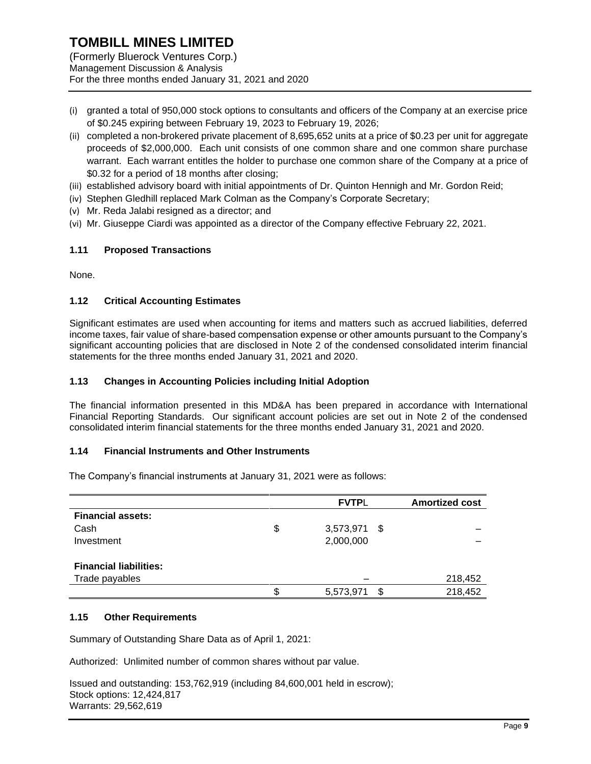(i) granted a total of 950,000 stock options to consultants and officers of the Company at an exercise price of $0.245 expiring between February 19, 2023 to February 19, 2026;
(ii) completed a non-brokered private placement of 8,695,652 units at a price of $0.23 per unit for aggregate proceeds of $2,000,000. Each unit consists of one common share and one common share purchase warrant. Each warrant entitles the holder to purchase one common share of the Company at a price of $0.32 for a period of 18 months after closing;
(iii) established advisory board with initial appointments of Dr. Quinton Hennigh and Mr. Gordon Reid;
(iv) Stephen Gledhill replaced Mark Colman as the Company's Corporate Secretary;
(v) Mr. Reda Jalabi resigned as a director; and
(vi) Mr. Giuseppe Ciardi was appointed as a director of the Company effective February 22, 2021.

### 1.11 Proposed Transactions

None.

### 1.12 Critical Accounting Estimates

Significant estimates are used when accounting for items and matters such as accrued liabilities, deferred income taxes, fair value of share-based compensation expense or other amounts pursuant to the Company's significant accounting policies that are disclosed in Note 2 of the condensed consolidated interim financial statements for the three months ended January 31, 2021 and 2020.

### 1.13 Changes in Accounting Policies including Initial Adoption

The financial information presented in this MD&A has been prepared in accordance with International Financial Reporting Standards. Our significant account policies are set out in Note 2 of the condensed consolidated interim financial statements for the three months ended January 31, 2021 and 2020.

### 1.14 Financial Instruments and Other Instruments

The Company's financial instruments at January 31, 2021 were as follows:

| | FVTPL | Amortized cost |
|---|---|---|
| **Financial assets:** | | |
| Cash | $ 3,573,971 | $ – |
| Investment | 2,000,000 | – |
| **Financial liabilities:** | | |
| Trade payables | – | 218,452 |
| | $ 5,573,971 | $ 218,452 |

### 1.15 Other Requirements

Summary of Outstanding Share Data as of April 1, 2021:

Authorized: Unlimited number of common shares without par value.

Issued and outstanding: 153,762,919 (including 84,600,001 held in escrow);
Stock options: 12,424,817
Warrants: 29,562,619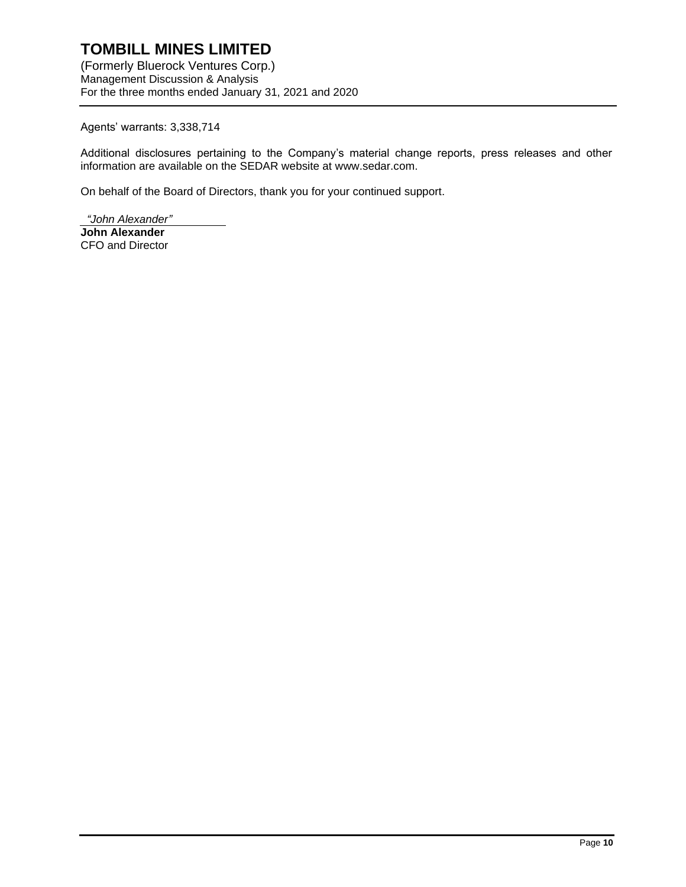Agents' warrants: 3,338,714

Additional disclosures pertaining to the Company's material change reports, press releases and other information are available on the SEDAR website at www.sedar.com.

On behalf of the Board of Directors, thank you for your continued support.

*"John Alexander"*

**John Alexander**
CFO and Director